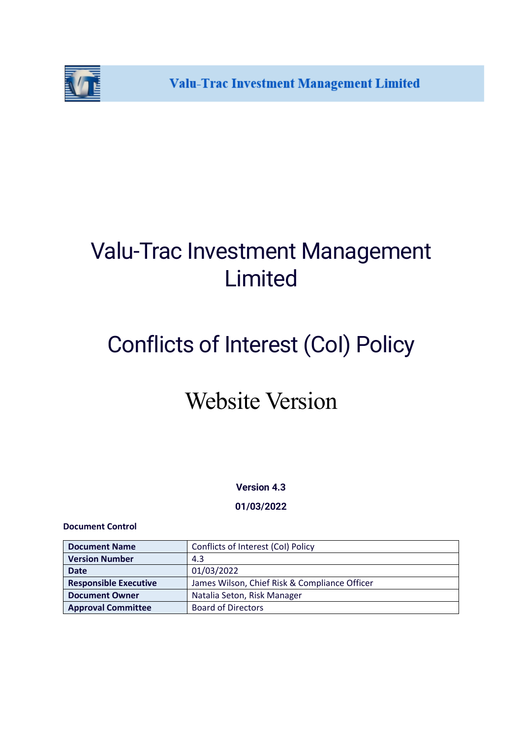Valu-Trac Investment Management Limited

# Valu-Trac Investment Management Limited

# Conflicts of Interest (CoI) Policy

# Website Version

**Version 4.3**

**01/03/2022**

**Document Control**

| **Document Name** | Conflicts of Interest (CoI) Policy |
|---|---|
| **Version Number** | 4.3 |
| **Date** | 01/03/2022 |
| **Responsible Executive** | James Wilson, Chief Risk & Compliance Officer |
| **Document Owner** | Natalia Seton, Risk Manager |
| **Approval Committee** | Board of Directors |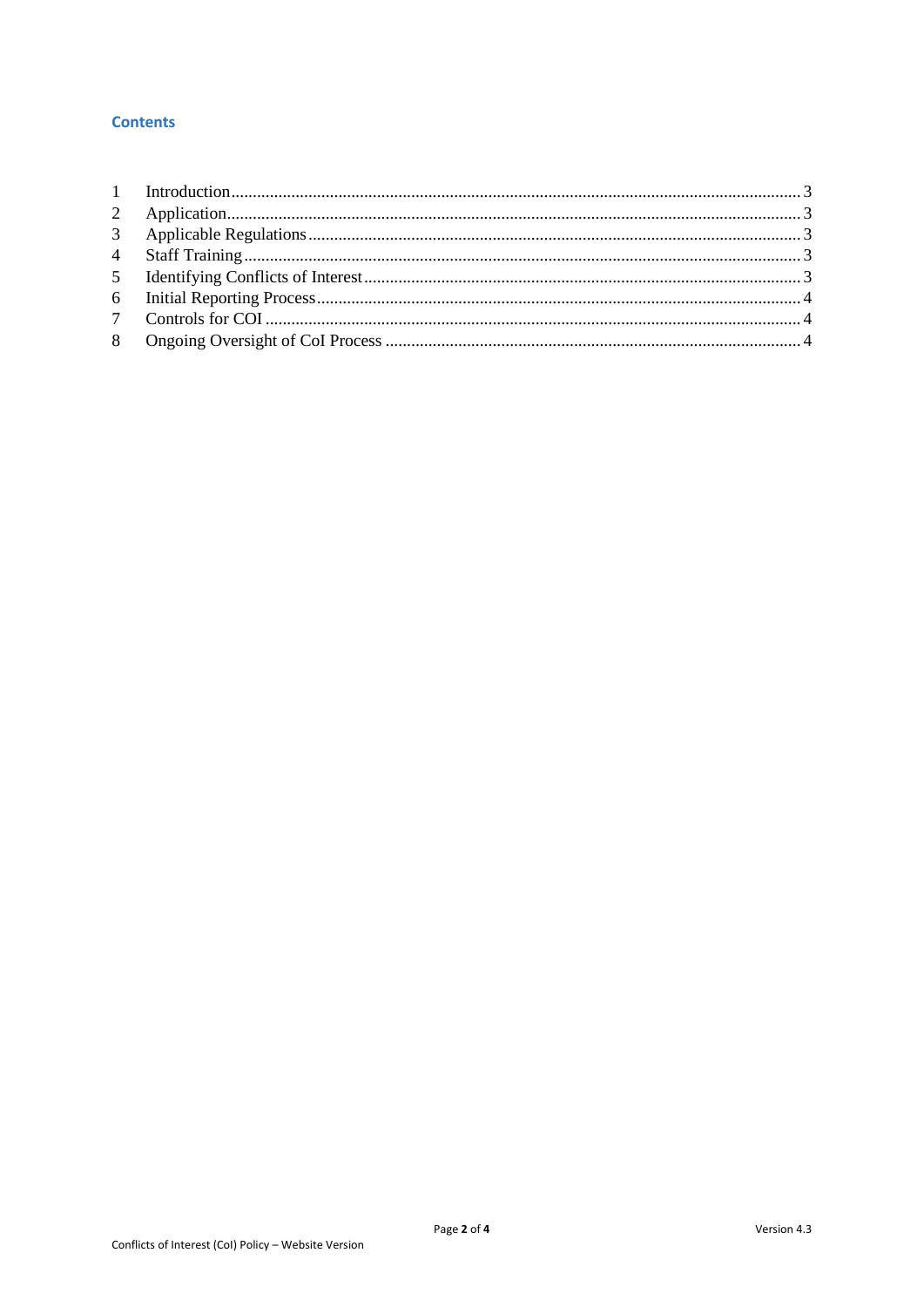## Contents

| | | |
|---|---|---|
| 1 | Introduction | 3 |
| 2 | Application | 3 |
| 3 | Applicable Regulations | 3 |
| 4 | Staff Training | 3 |
| 5 | Identifying Conflicts of Interest | 3 |
| 6 | Initial Reporting Process | 4 |
| 7 | Controls for COI | 4 |
| 8 | Ongoing Oversight of CoI Process | 4 |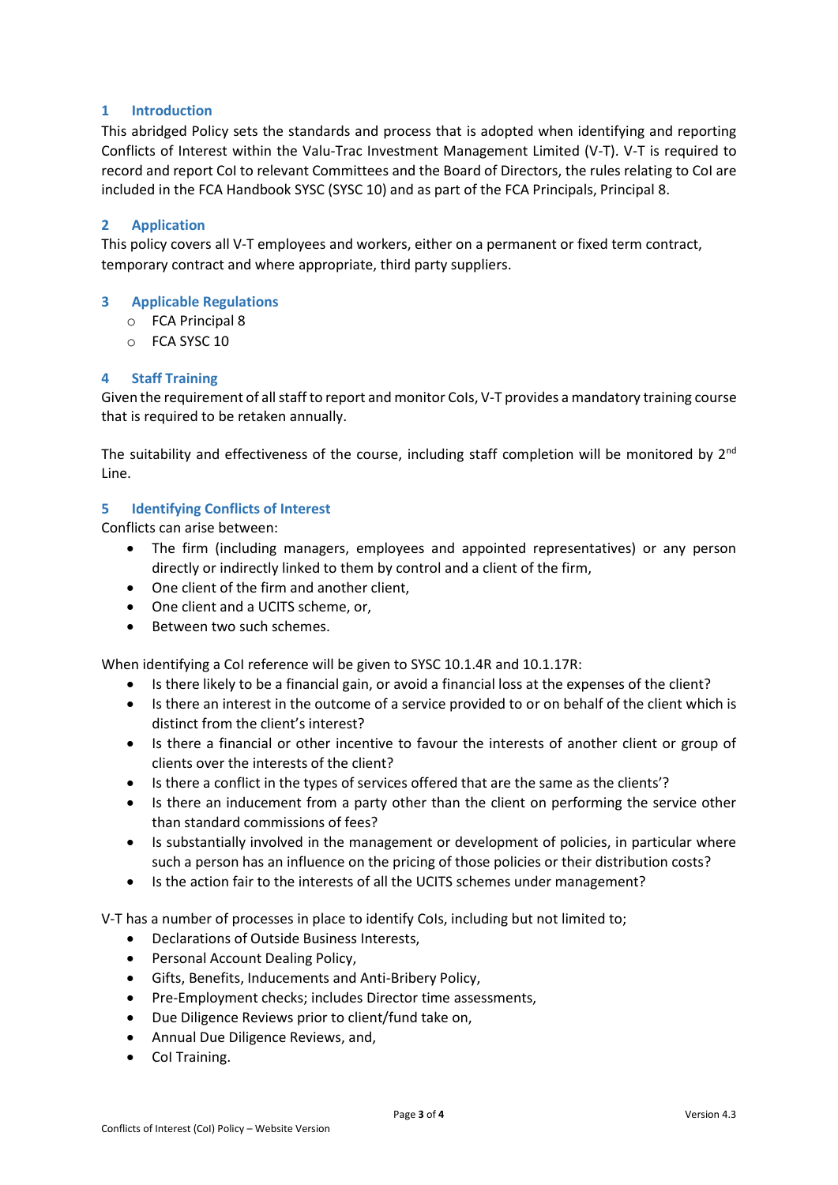## 1 Introduction

This abridged Policy sets the standards and process that is adopted when identifying and reporting Conflicts of Interest within the Valu-Trac Investment Management Limited (V-T). V-T is required to record and report CoI to relevant Committees and the Board of Directors, the rules relating to CoI are included in the FCA Handbook SYSC (SYSC 10) and as part of the FCA Principals, Principal 8.

## 2 Application

This policy covers all V-T employees and workers, either on a permanent or fixed term contract, temporary contract and where appropriate, third party suppliers.

## 3 Applicable Regulations

- FCA Principal 8
- FCA SYSC 10

## 4 Staff Training

Given the requirement of all staff to report and monitor CoIs, V-T provides a mandatory training course that is required to be retaken annually.

The suitability and effectiveness of the course, including staff completion will be monitored by 2nd Line.

## 5 Identifying Conflicts of Interest

Conflicts can arise between:

- The firm (including managers, employees and appointed representatives) or any person directly or indirectly linked to them by control and a client of the firm,
- One client of the firm and another client,
- One client and a UCITS scheme, or,
- Between two such schemes.

When identifying a CoI reference will be given to SYSC 10.1.4R and 10.1.17R:

- Is there likely to be a financial gain, or avoid a financial loss at the expenses of the client?
- Is there an interest in the outcome of a service provided to or on behalf of the client which is distinct from the client's interest?
- Is there a financial or other incentive to favour the interests of another client or group of clients over the interests of the client?
- Is there a conflict in the types of services offered that are the same as the clients'?
- Is there an inducement from a party other than the client on performing the service other than standard commissions of fees?
- Is substantially involved in the management or development of policies, in particular where such a person has an influence on the pricing of those policies or their distribution costs?
- Is the action fair to the interests of all the UCITS schemes under management?

V-T has a number of processes in place to identify CoIs, including but not limited to;

- Declarations of Outside Business Interests,
- Personal Account Dealing Policy,
- Gifts, Benefits, Inducements and Anti-Bribery Policy,
- Pre-Employment checks; includes Director time assessments,
- Due Diligence Reviews prior to client/fund take on,
- Annual Due Diligence Reviews, and,
- CoI Training.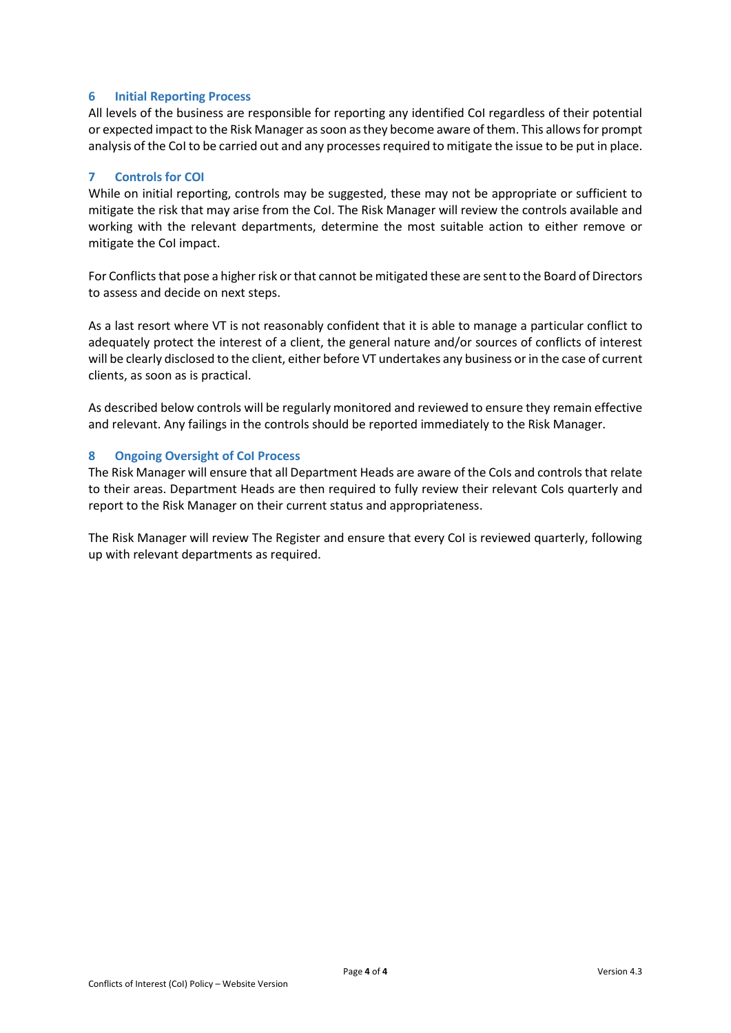## 6 Initial Reporting Process

All levels of the business are responsible for reporting any identified CoI regardless of their potential or expected impact to the Risk Manager as soon as they become aware of them. This allows for prompt analysis of the CoI to be carried out and any processes required to mitigate the issue to be put in place.

## 7 Controls for COI

While on initial reporting, controls may be suggested, these may not be appropriate or sufficient to mitigate the risk that may arise from the CoI. The Risk Manager will review the controls available and working with the relevant departments, determine the most suitable action to either remove or mitigate the CoI impact.

For Conflicts that pose a higher risk or that cannot be mitigated these are sent to the Board of Directors to assess and decide on next steps.

As a last resort where VT is not reasonably confident that it is able to manage a particular conflict to adequately protect the interest of a client, the general nature and/or sources of conflicts of interest will be clearly disclosed to the client, either before VT undertakes any business or in the case of current clients, as soon as is practical.

As described below controls will be regularly monitored and reviewed to ensure they remain effective and relevant. Any failings in the controls should be reported immediately to the Risk Manager.

## 8 Ongoing Oversight of CoI Process

The Risk Manager will ensure that all Department Heads are aware of the CoIs and controls that relate to their areas. Department Heads are then required to fully review their relevant CoIs quarterly and report to the Risk Manager on their current status and appropriateness.

The Risk Manager will review The Register and ensure that every CoI is reviewed quarterly, following up with relevant departments as required.